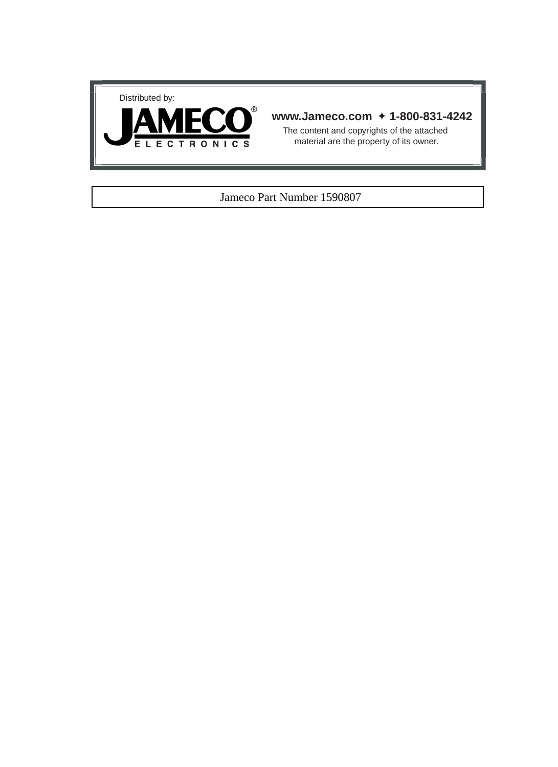Distributed by:

**JAMECO®**
**ELECTRONICS**

**www.Jameco.com ✦ 1-800-831-4242**

The content and copyrights of the attached material are the property of its owner.

Jameco Part Number 1590807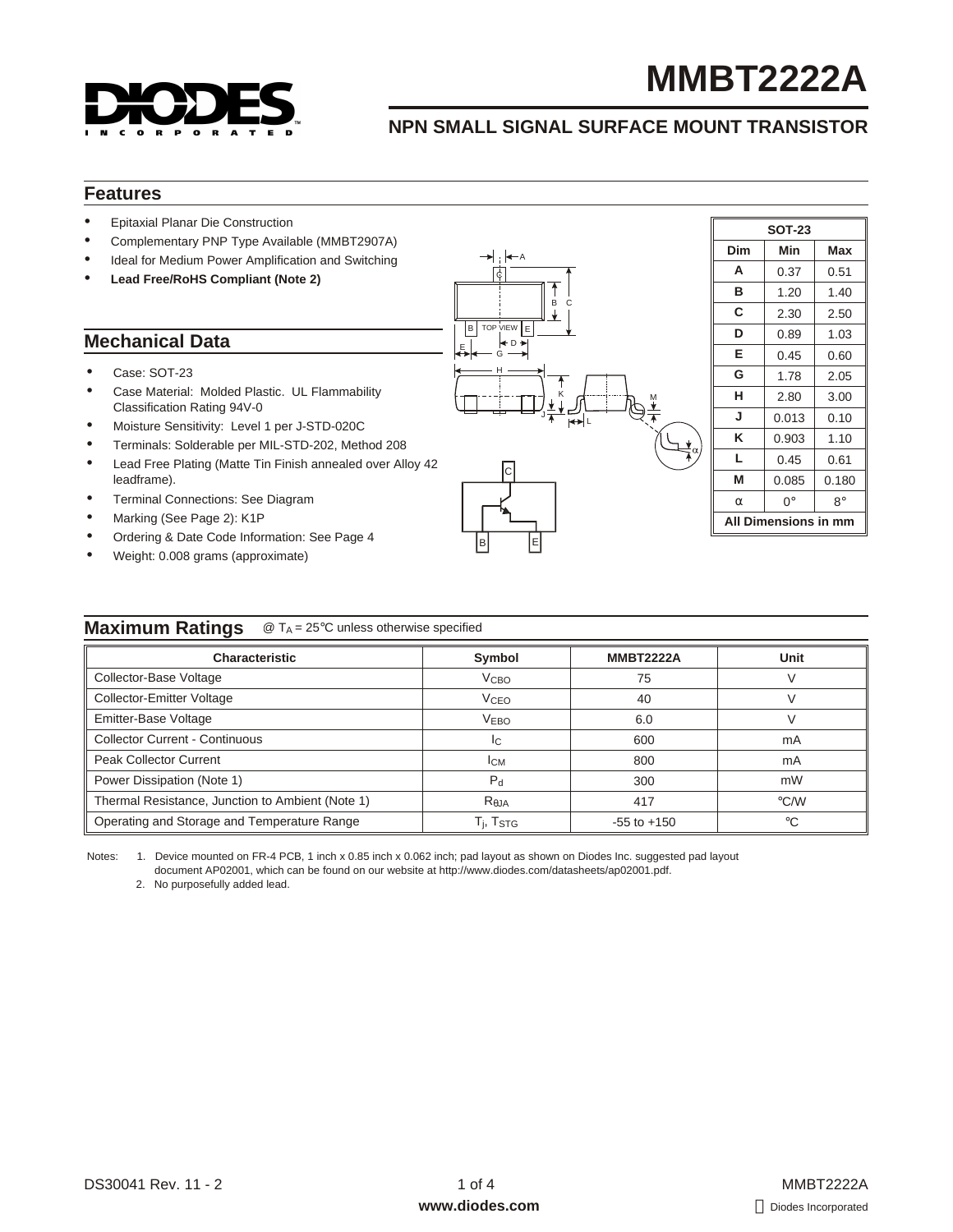# MMBT2222A

## NPN SMALL SIGNAL SURFACE MOUNT TRANSISTOR

## Features

- Epitaxial Planar Die Construction
- Complementary PNP Type Available (MMBT2907A)
- Ideal for Medium Power Amplification and Switching
- **Lead Free/RoHS Compliant (Note 2)**

## Mechanical Data

- Case: SOT-23
- Case Material: Molded Plastic. UL Flammability Classification Rating 94V-0
- Moisture Sensitivity: Level 1 per J-STD-020C
- Terminals: Solderable per MIL-STD-202, Method 208
- Lead Free Plating (Matte Tin Finish annealed over Alloy 42 leadframe).
- Terminal Connections: See Diagram
- Marking (See Page 2): K1P
- Ordering & Date Code Information: See Page 4
- Weight: 0.008 grams (approximate)

| SOT-23 | | |
|---|---|---|
| **Dim** | **Min** | **Max** |
| **A** | 0.37 | 0.51 |
| **B** | 1.20 | 1.40 |
| **C** | 2.30 | 2.50 |
| **D** | 0.89 | 1.03 |
| **E** | 0.45 | 0.60 |
| **G** | 1.78 | 2.05 |
| **H** | 2.80 | 3.00 |
| **J** | 0.013 | 0.10 |
| **K** | 0.903 | 1.10 |
| **L** | 0.45 | 0.61 |
| **M** | 0.085 | 0.180 |
| **α** | 0° | 8° |
| **All Dimensions in mm** | | |

## Maximum Ratings

@ $T_A$ = 25°C unless otherwise specified

| Characteristic | Symbol | MMBT2222A | Unit |
|---|---|---|---|
| Collector-Base Voltage | $V_{CBO}$ | 75 | V |
| Collector-Emitter Voltage | $V_{CEO}$ | 40 | V |
| Emitter-Base Voltage | $V_{EBO}$ | 6.0 | V |
| Collector Current - Continuous | $I_C$ | 600 | mA |
| Peak Collector Current | $I_{CM}$ | 800 | mA |
| Power Dissipation (Note 1) | $P_d$ | 300 | mW |
| Thermal Resistance, Junction to Ambient (Note 1) | $R_{\theta JA}$ | 417 | °C/W |
| Operating and Storage and Temperature Range | $T_j$, $T_{STG}$ | -55 to +150 | °C |

Notes: 1. Device mounted on FR-4 PCB, 1 inch x 0.85 inch x 0.062 inch; pad layout as shown on Diodes Inc. suggested pad layout document AP02001, which can be found on our website at http://www.diodes.com/datasheets/ap02001.pdf.

2. No purposefully added lead.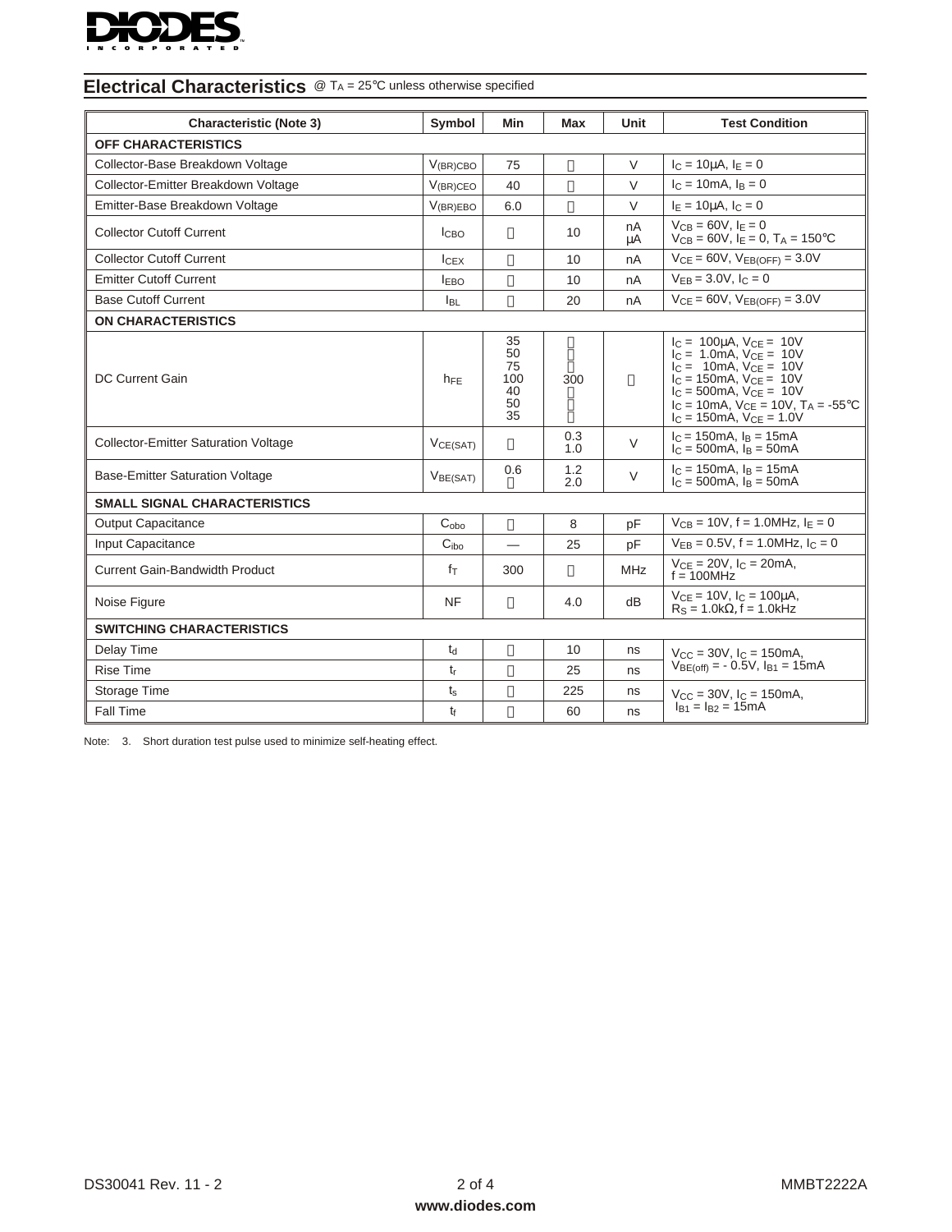## Electrical Characteristics @ $T_A$ = 25°C unless otherwise specified

| Characteristic (Note 3) | Symbol | Min | Max | Unit | Test Condition |
|---|---|---|---|---|---|
| **OFF CHARACTERISTICS** | | | | | |
| Collector-Base Breakdown Voltage | $V_{(BR)CBO}$ | 75 | — | V | $I_C$ = 10μA, $I_E$ = 0 |
| Collector-Emitter Breakdown Voltage | $V_{(BR)CEO}$ | 40 | — | V | $I_C$ = 10mA, $I_B$ = 0 |
| Emitter-Base Breakdown Voltage | $V_{(BR)EBO}$ | 6.0 | — | V | $I_E$ = 10μA, $I_C$ = 0 |
| Collector Cutoff Current | $I_{CBO}$ | — | 10 | nA<br>μA | $V_{CB}$ = 60V, $I_E$ = 0<br>$V_{CB}$ = 60V, $I_E$ = 0, $T_A$ = 150°C |
| Collector Cutoff Current | $I_{CEX}$ | — | 10 | nA | $V_{CE}$ = 60V, $V_{EB(OFF)}$ = 3.0V |
| Emitter Cutoff Current | $I_{EBO}$ | — | 10 | nA | $V_{EB}$ = 3.0V, $I_C$ = 0 |
| Base Cutoff Current | $I_{BL}$ | — | 20 | nA | $V_{CE}$ = 60V, $V_{EB(OFF)}$ = 3.0V |
| **ON CHARACTERISTICS** | | | | | |
| DC Current Gain | $h_{FE}$ | 35<br>50<br>75<br>100<br>40<br>50<br>35 | —<br>—<br>—<br>300<br>—<br>—<br>— | — | $I_C$ = 100μA, $V_{CE}$ = 10V<br>$I_C$ = 1.0mA, $V_{CE}$ = 10V<br>$I_C$ = 10mA, $V_{CE}$ = 10V<br>$I_C$ = 150mA, $V_{CE}$ = 10V<br>$I_C$ = 500mA, $V_{CE}$ = 10V<br>$I_C$ = 10mA, $V_{CE}$ = 10V, $T_A$ = -55°C<br>$I_C$ = 150mA, $V_{CE}$ = 1.0V |
| Collector-Emitter Saturation Voltage | $V_{CE(SAT)}$ | — | 0.3<br>1.0 | V | $I_C$ = 150mA, $I_B$ = 15mA<br>$I_C$ = 500mA, $I_B$ = 50mA |
| Base-Emitter Saturation Voltage | $V_{BE(SAT)}$ | 0.6<br>— | 1.2<br>2.0 | V | $I_C$ = 150mA, $I_B$ = 15mA<br>$I_C$ = 500mA, $I_B$ = 50mA |
| **SMALL SIGNAL CHARACTERISTICS** | | | | | |
| Output Capacitance | $C_{obo}$ | — | 8 | pF | $V_{CB}$ = 10V, f = 1.0MHz, $I_E$ = 0 |
| Input Capacitance | $C_{ibo}$ | — | 25 | pF | $V_{EB}$ = 0.5V, f = 1.0MHz, $I_C$ = 0 |
| Current Gain-Bandwidth Product | $f_T$ | 300 | — | MHz | $V_{CE}$ = 20V, $I_C$ = 20mA,<br>f = 100MHz |
| Noise Figure | NF | — | 4.0 | dB | $V_{CE}$ = 10V, $I_C$ = 100μA,<br>$R_S$ = 1.0kΩ, f = 1.0kHz |
| **SWITCHING CHARACTERISTICS** | | | | | |
| Delay Time | $t_d$ | — | 10 | ns | $V_{CC}$ = 30V, $I_C$ = 150mA,<br>$V_{BE(off)}$ = - 0.5V, $I_{B1}$ = 15mA |
| Rise Time | $t_r$ | — | 25 | ns | |
| Storage Time | $t_s$ | — | 225 | ns | $V_{CC}$ = 30V, $I_C$ = 150mA,<br>$I_{B1}$ = $I_{B2}$ = 15mA |
| Fall Time | $t_f$ | — | 60 | ns | |

Note: 3. Short duration test pulse used to minimize self-heating effect.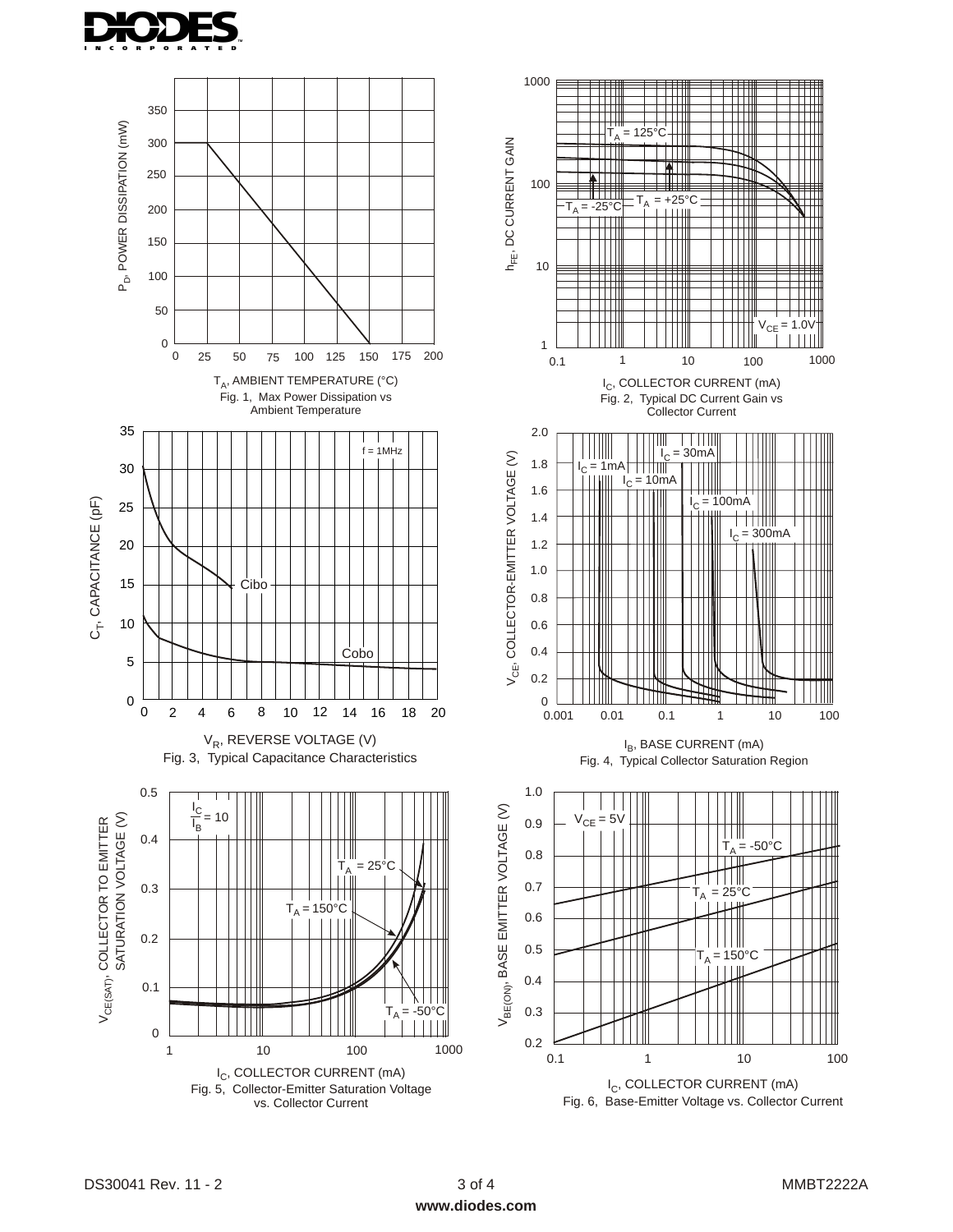Fig. 1, Max Power Dissipation vs Ambient Temperature

Fig. 2, Typical DC Current Gain vs Collector Current

Fig. 3, Typical Capacitance Characteristics

Fig. 4, Typical Collector Saturation Region

Fig. 5, Collector-Emitter Saturation Voltage vs. Collector Current

Fig. 6, Base-Emitter Voltage vs. Collector Current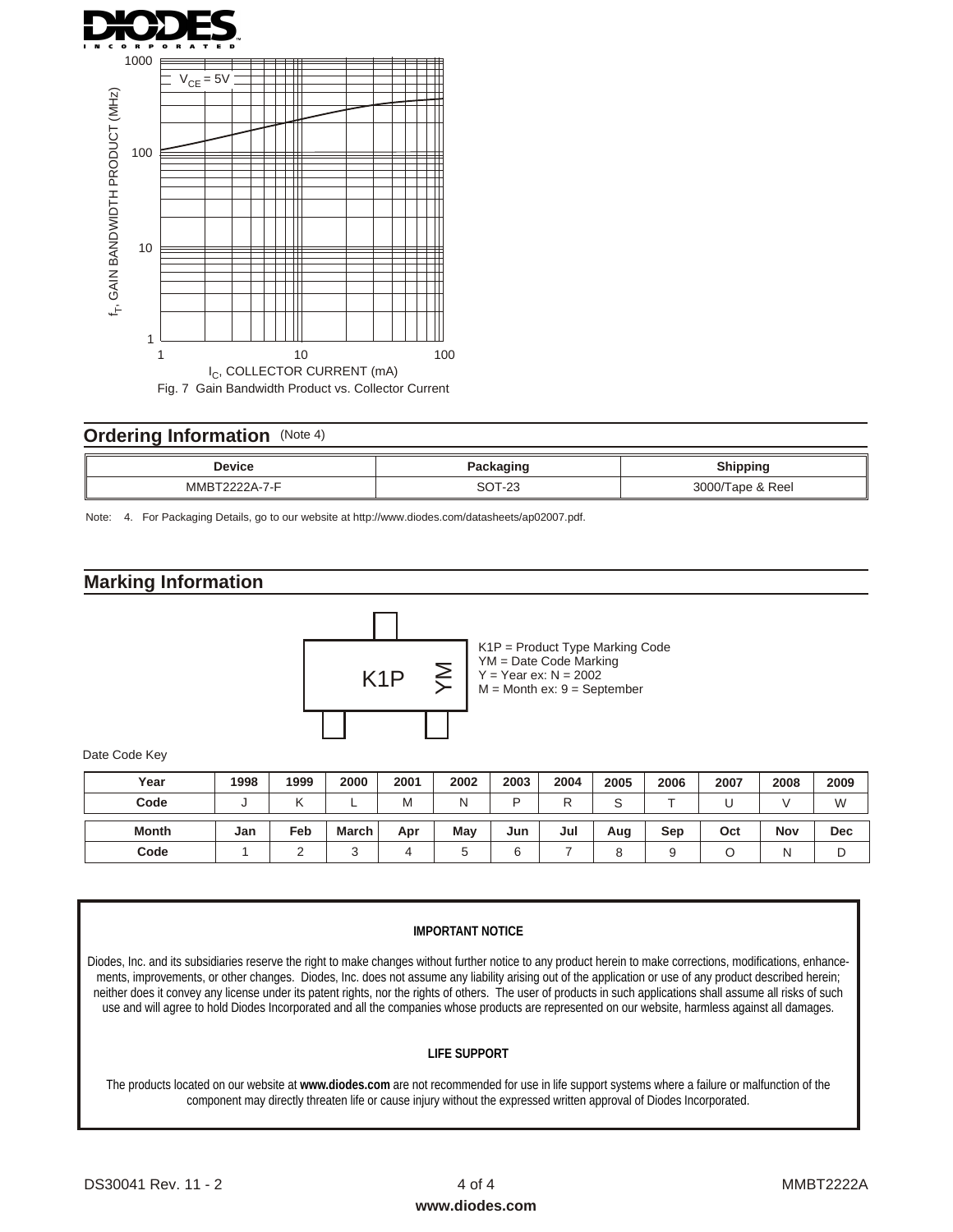1000

$V_{CE}$ = 5V

100

10

1

1

10

100

$f_T$, GAIN BANDWIDTH PRODUCT (MHz)

$I_C$, COLLECTOR CURRENT (mA)

Fig. 7 Gain Bandwidth Product vs. Collector Current

## Ordering Information (Note 4)

| Device | Packaging | Shipping |
|---|---|---|
| MMBT2222A-7-F | SOT-23 | 3000/Tape & Reel |

Note: 4. For Packaging Details, go to our website at http://www.diodes.com/datasheets/ap02007.pdf.

## Marking Information

K1P

YM

K1P = Product Type Marking Code
YM = Date Code Marking
Y = Year ex: N = 2002
M = Month ex: 9 = September

Date Code Key

| Year | 1998 | 1999 | 2000 | 2001 | 2002 | 2003 | 2004 | 2005 | 2006 | 2007 | 2008 | 2009 |
|---|---|---|---|---|---|---|---|---|---|---|---|---|
| Code | J | K | L | M | N | P | R | S | T | U | V | W |

| Month | Jan | Feb | March | Apr | May | Jun | Jul | Aug | Sep | Oct | Nov | Dec |
|---|---|---|---|---|---|---|---|---|---|---|---|---|
| Code | 1 | 2 | 3 | 4 | 5 | 6 | 7 | 8 | 9 | O | N | D |

**IMPORTANT NOTICE**

Diodes, Inc. and its subsidiaries reserve the right to make changes without further notice to any product herein to make corrections, modifications, enhancements, improvements, or other changes. Diodes, Inc. does not assume any liability arising out of the application or use of any product described herein; neither does it convey any license under its patent rights, nor the rights of others. The user of products in such applications shall assume all risks of such use and will agree to hold Diodes Incorporated and all the companies whose products are represented on our website, harmless against all damages.

**LIFE SUPPORT**

The products located on our website at **www.diodes.com** are not recommended for use in life support systems where a failure or malfunction of the component may directly threaten life or cause injury without the expressed written approval of Diodes Incorporated.